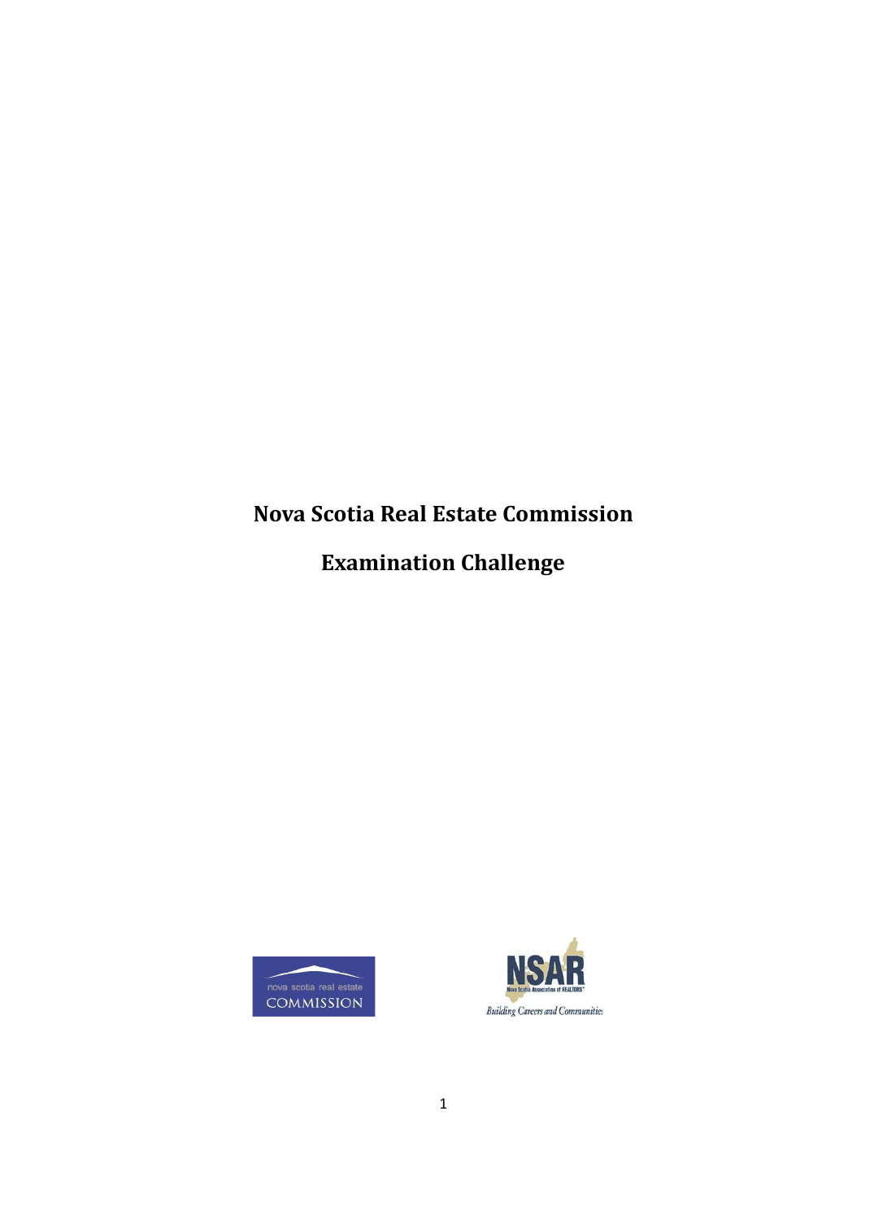# Nova Scotia Real Estate Commission

## Examination Challenge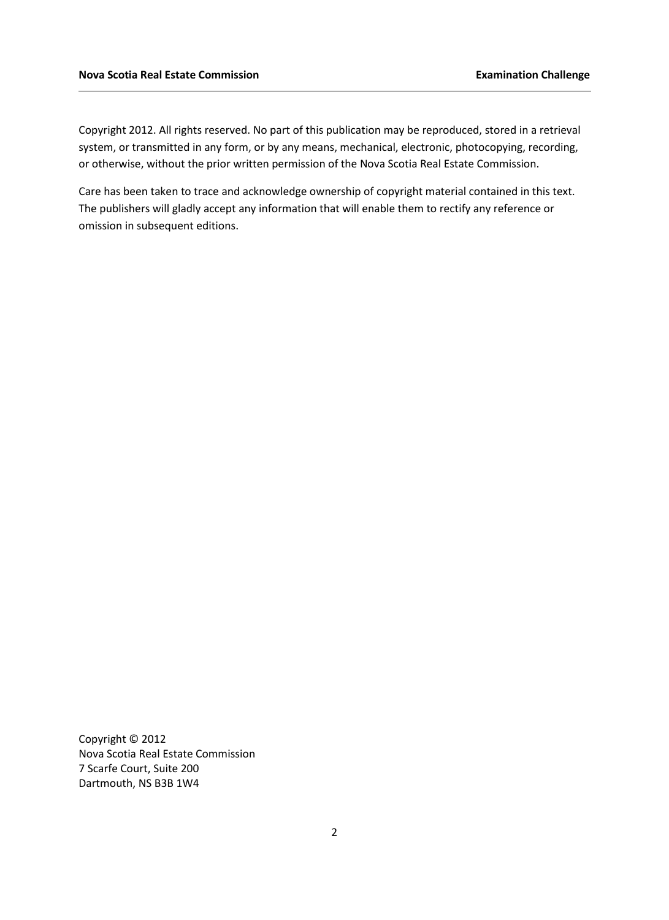Copyright 2012. All rights reserved. No part of this publication may be reproduced, stored in a retrieval system, or transmitted in any form, or by any means, mechanical, electronic, photocopying, recording, or otherwise, without the prior written permission of the Nova Scotia Real Estate Commission.

Care has been taken to trace and acknowledge ownership of copyright material contained in this text. The publishers will gladly accept any information that will enable them to rectify any reference or omission in subsequent editions.

Copyright © 2012  
Nova Scotia Real Estate Commission  
7 Scarfe Court, Suite 200  
Dartmouth, NS B3B 1W4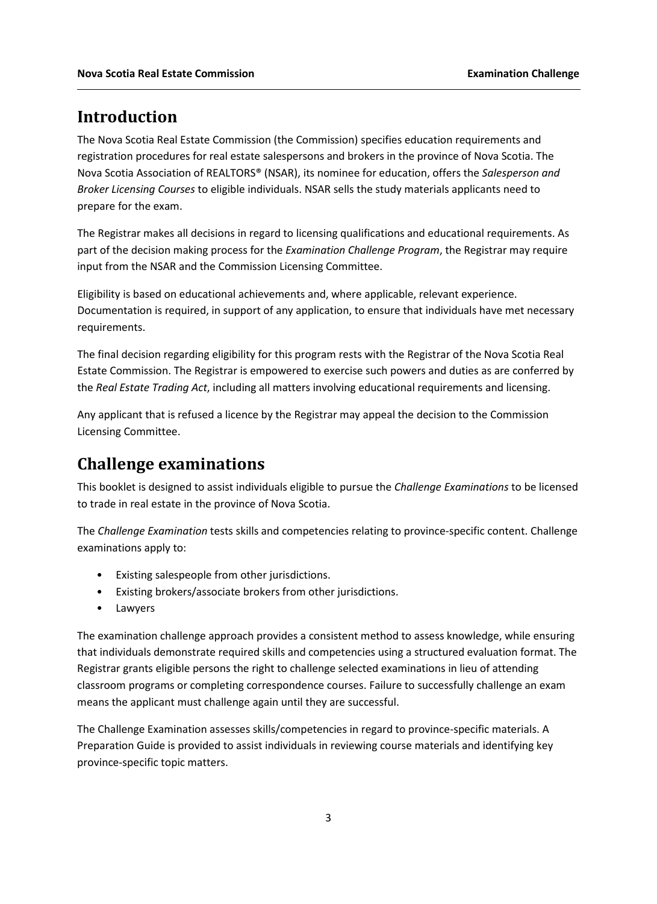## Introduction

The Nova Scotia Real Estate Commission (the Commission) specifies education requirements and registration procedures for real estate salespersons and brokers in the province of Nova Scotia. The Nova Scotia Association of REALTORS® (NSAR), its nominee for education, offers the *Salesperson and Broker Licensing Courses* to eligible individuals. NSAR sells the study materials applicants need to prepare for the exam.

The Registrar makes all decisions in regard to licensing qualifications and educational requirements. As part of the decision making process for the *Examination Challenge Program*, the Registrar may require input from the NSAR and the Commission Licensing Committee.

Eligibility is based on educational achievements and, where applicable, relevant experience. Documentation is required, in support of any application, to ensure that individuals have met necessary requirements.

The final decision regarding eligibility for this program rests with the Registrar of the Nova Scotia Real Estate Commission. The Registrar is empowered to exercise such powers and duties as are conferred by the *Real Estate Trading Act*, including all matters involving educational requirements and licensing.

Any applicant that is refused a licence by the Registrar may appeal the decision to the Commission Licensing Committee.

## Challenge examinations

This booklet is designed to assist individuals eligible to pursue the *Challenge Examinations* to be licensed to trade in real estate in the province of Nova Scotia.

The *Challenge Examination* tests skills and competencies relating to province-specific content. Challenge examinations apply to:

- Existing salespeople from other jurisdictions.
- Existing brokers/associate brokers from other jurisdictions.
- Lawyers

The examination challenge approach provides a consistent method to assess knowledge, while ensuring that individuals demonstrate required skills and competencies using a structured evaluation format. The Registrar grants eligible persons the right to challenge selected examinations in lieu of attending classroom programs or completing correspondence courses. Failure to successfully challenge an exam means the applicant must challenge again until they are successful.

The Challenge Examination assesses skills/competencies in regard to province-specific materials. A Preparation Guide is provided to assist individuals in reviewing course materials and identifying key province-specific topic matters.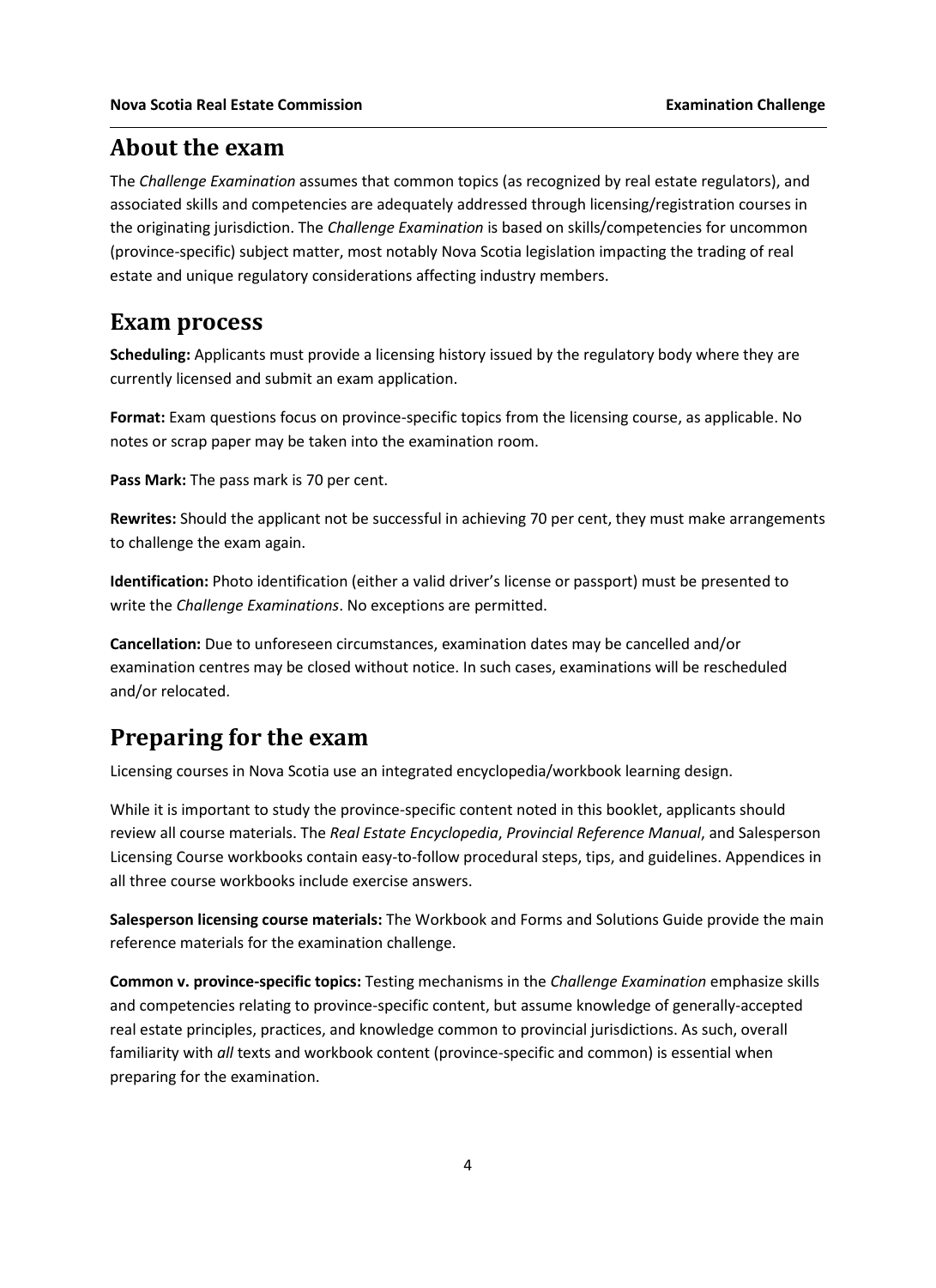## About the exam

The *Challenge Examination* assumes that common topics (as recognized by real estate regulators), and associated skills and competencies are adequately addressed through licensing/registration courses in the originating jurisdiction. The *Challenge Examination* is based on skills/competencies for uncommon (province-specific) subject matter, most notably Nova Scotia legislation impacting the trading of real estate and unique regulatory considerations affecting industry members.

## Exam process

**Scheduling:** Applicants must provide a licensing history issued by the regulatory body where they are currently licensed and submit an exam application.

**Format:** Exam questions focus on province-specific topics from the licensing course, as applicable. No notes or scrap paper may be taken into the examination room.

**Pass Mark:** The pass mark is 70 per cent.

**Rewrites:** Should the applicant not be successful in achieving 70 per cent, they must make arrangements to challenge the exam again.

**Identification:** Photo identification (either a valid driver's license or passport) must be presented to write the *Challenge Examinations*. No exceptions are permitted.

**Cancellation:** Due to unforeseen circumstances, examination dates may be cancelled and/or examination centres may be closed without notice. In such cases, examinations will be rescheduled and/or relocated.

## Preparing for the exam

Licensing courses in Nova Scotia use an integrated encyclopedia/workbook learning design.

While it is important to study the province-specific content noted in this booklet, applicants should review all course materials. The *Real Estate Encyclopedia*, *Provincial Reference Manual*, and Salesperson Licensing Course workbooks contain easy-to-follow procedural steps, tips, and guidelines. Appendices in all three course workbooks include exercise answers.

**Salesperson licensing course materials:** The Workbook and Forms and Solutions Guide provide the main reference materials for the examination challenge.

**Common v. province-specific topics:** Testing mechanisms in the *Challenge Examination* emphasize skills and competencies relating to province-specific content, but assume knowledge of generally-accepted real estate principles, practices, and knowledge common to provincial jurisdictions. As such, overall familiarity with *all* texts and workbook content (province-specific and common) is essential when preparing for the examination.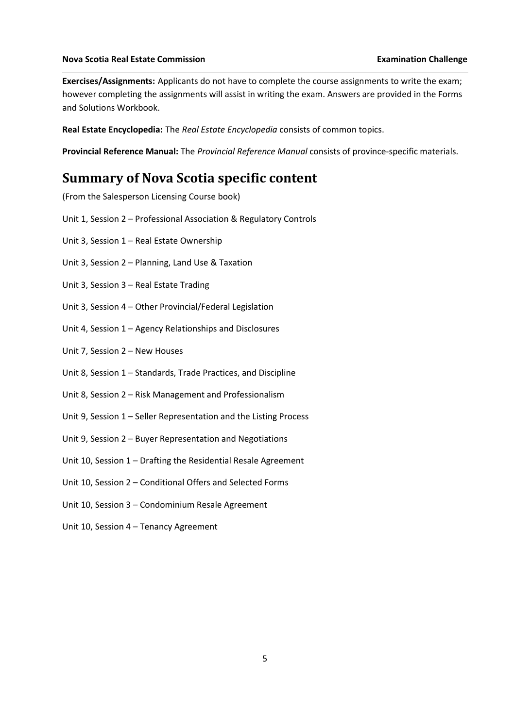**Exercises/Assignments:** Applicants do not have to complete the course assignments to write the exam; however completing the assignments will assist in writing the exam. Answers are provided in the Forms and Solutions Workbook.

**Real Estate Encyclopedia:** The *Real Estate Encyclopedia* consists of common topics.

**Provincial Reference Manual:** The *Provincial Reference Manual* consists of province-specific materials.

## Summary of Nova Scotia specific content

(From the Salesperson Licensing Course book)

Unit 1, Session 2 – Professional Association & Regulatory Controls

Unit 3, Session 1 – Real Estate Ownership

Unit 3, Session 2 – Planning, Land Use & Taxation

Unit 3, Session 3 – Real Estate Trading

Unit 3, Session 4 – Other Provincial/Federal Legislation

Unit 4, Session 1 – Agency Relationships and Disclosures

Unit 7, Session 2 – New Houses

Unit 8, Session 1 – Standards, Trade Practices, and Discipline

Unit 8, Session 2 – Risk Management and Professionalism

Unit 9, Session 1 – Seller Representation and the Listing Process

Unit 9, Session 2 – Buyer Representation and Negotiations

Unit 10, Session 1 – Drafting the Residential Resale Agreement

Unit 10, Session 2 – Conditional Offers and Selected Forms

Unit 10, Session 3 – Condominium Resale Agreement

Unit 10, Session 4 – Tenancy Agreement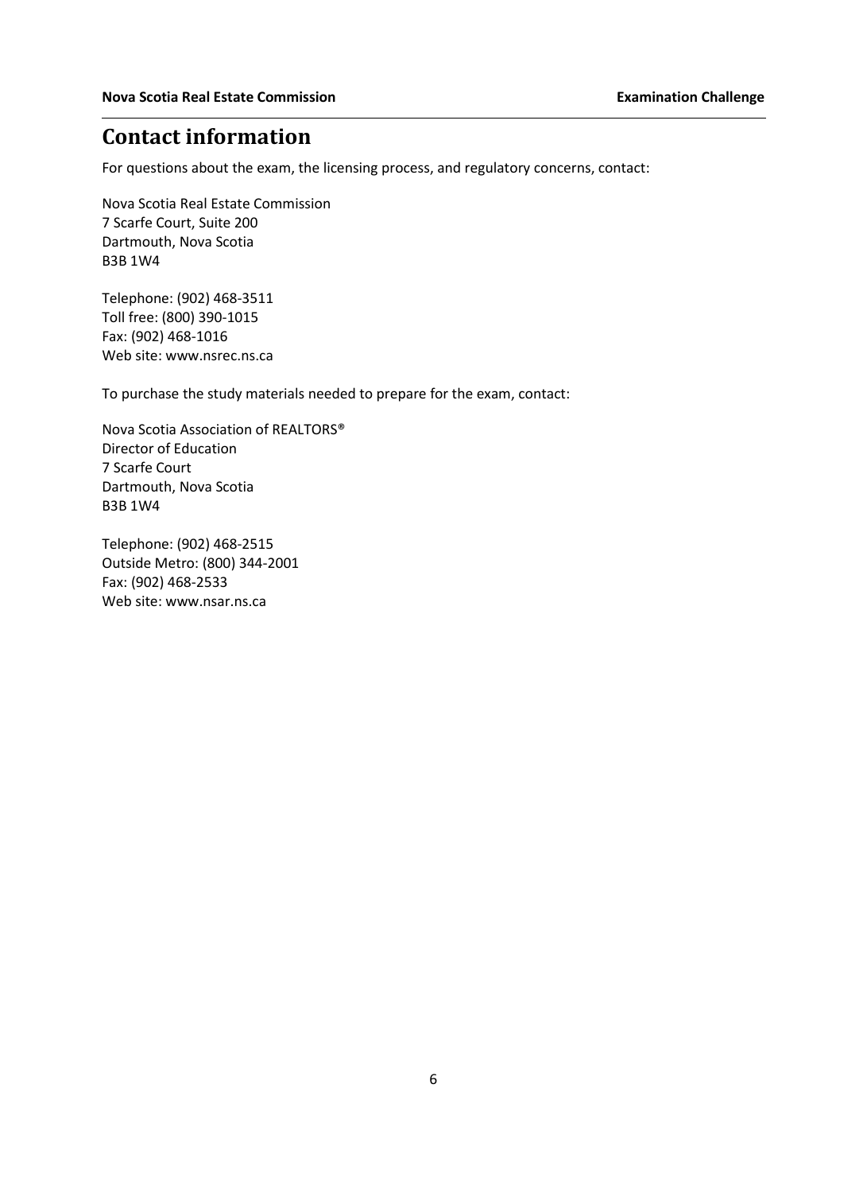## Contact information

For questions about the exam, the licensing process, and regulatory concerns, contact:

Nova Scotia Real Estate Commission
7 Scarfe Court, Suite 200
Dartmouth, Nova Scotia
B3B 1W4

Telephone: (902) 468-3511
Toll free: (800) 390-1015
Fax: (902) 468-1016
Web site: www.nsrec.ns.ca

To purchase the study materials needed to prepare for the exam, contact:

Nova Scotia Association of REALTORS®
Director of Education
7 Scarfe Court
Dartmouth, Nova Scotia
B3B 1W4

Telephone: (902) 468-2515
Outside Metro: (800) 344-2001
Fax: (902) 468-2533
Web site: www.nsar.ns.ca